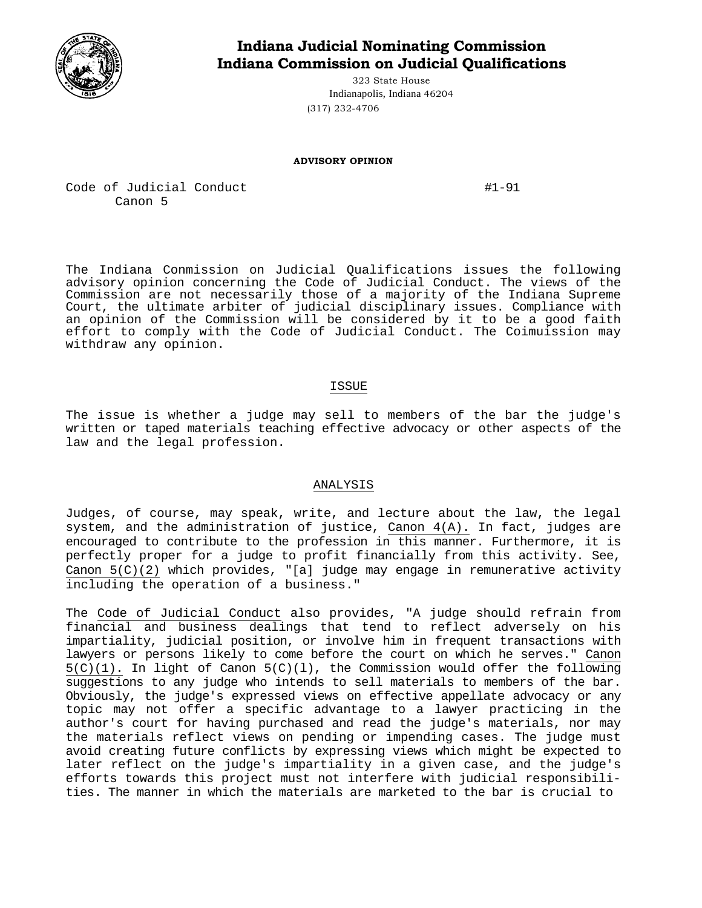# Indiana Judicial Nominating Commission
# Indiana Commission on Judicial Qualifications

323 State House
Indianapolis, Indiana 46204
(317) 232-4706

**ADVISORY OPINION**

Code of Judicial Conduct #1-91
Canon 5

The Indiana Conmission on Judicial Qualifications issues the following advisory opinion concerning the Code of Judicial Conduct. The views of the Commission are not necessarily those of a majority of the Indiana Supreme Court, the ultimate arbiter of judicial disciplinary issues. Compliance with an opinion of the Commission will be considered by it to be a good faith effort to comply with the Code of Judicial Conduct. The Coimuission may withdraw any opinion.

## ISSUE

The issue is whether a judge may sell to members of the bar the judge's written or taped materials teaching effective advocacy or other aspects of the law and the legal profession.

## ANALYSIS

Judges, of course, may speak, write, and lecture about the law, the legal system, and the administration of justice, Canon 4(A). In fact, judges are encouraged to contribute to the profession in this manner. Furthermore, it is perfectly proper for a judge to profit financially from this activity. See, Canon 5(C)(2) which provides, "[a] judge may engage in remunerative activity including the operation of a business."

The Code of Judicial Conduct also provides, "A judge should refrain from financial and business dealings that tend to reflect adversely on his impartiality, judicial position, or involve him in frequent transactions with lawyers or persons likely to come before the court on which he serves." Canon 5(C)(1). In light of Canon 5(C)(l), the Commission would offer the following suggestions to any judge who intends to sell materials to members of the bar. Obviously, the judge's expressed views on effective appellate advocacy or any topic may not offer a specific advantage to a lawyer practicing in the author's court for having purchased and read the judge's materials, nor may the materials reflect views on pending or impending cases. The judge must avoid creating future conflicts by expressing views which might be expected to later reflect on the judge's impartiality in a given case, and the judge's efforts towards this project must not interfere with judicial responsibilities. The manner in which the materials are marketed to the bar is crucial to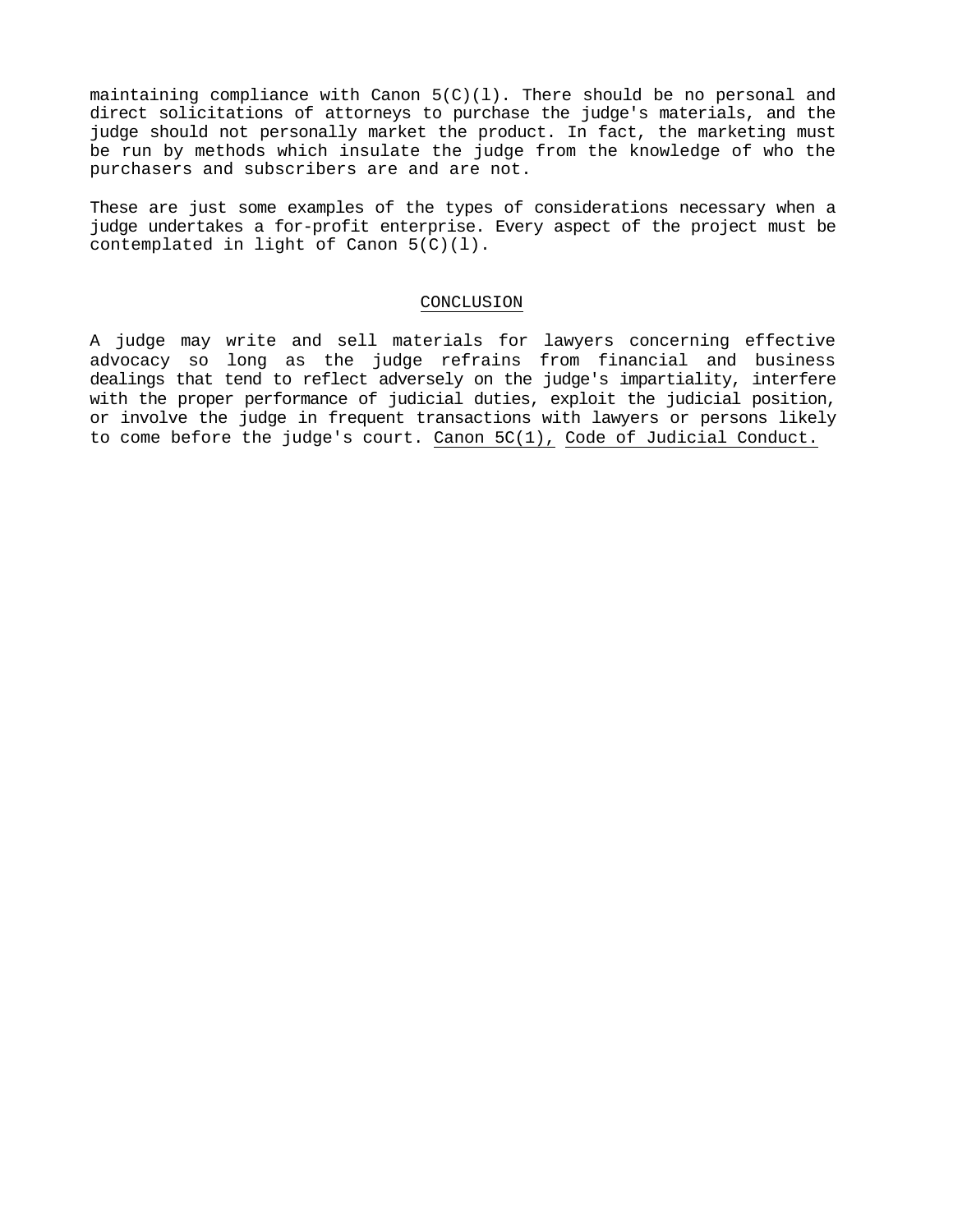maintaining compliance with Canon 5(C)(l). There should be no personal and direct solicitations of attorneys to purchase the judge's materials, and the judge should not personally market the product. In fact, the marketing must be run by methods which insulate the judge from the knowledge of who the purchasers and subscribers are and are not.

These are just some examples of the types of considerations necessary when a judge undertakes a for-profit enterprise. Every aspect of the project must be contemplated in light of Canon 5(C)(l).

## CONCLUSION

A judge may write and sell materials for lawyers concerning effective advocacy so long as the judge refrains from financial and business dealings that tend to reflect adversely on the judge's impartiality, interfere with the proper performance of judicial duties, exploit the judicial position, or involve the judge in frequent transactions with lawyers or persons likely to come before the judge's court. Canon 5C(1), Code of Judicial Conduct.